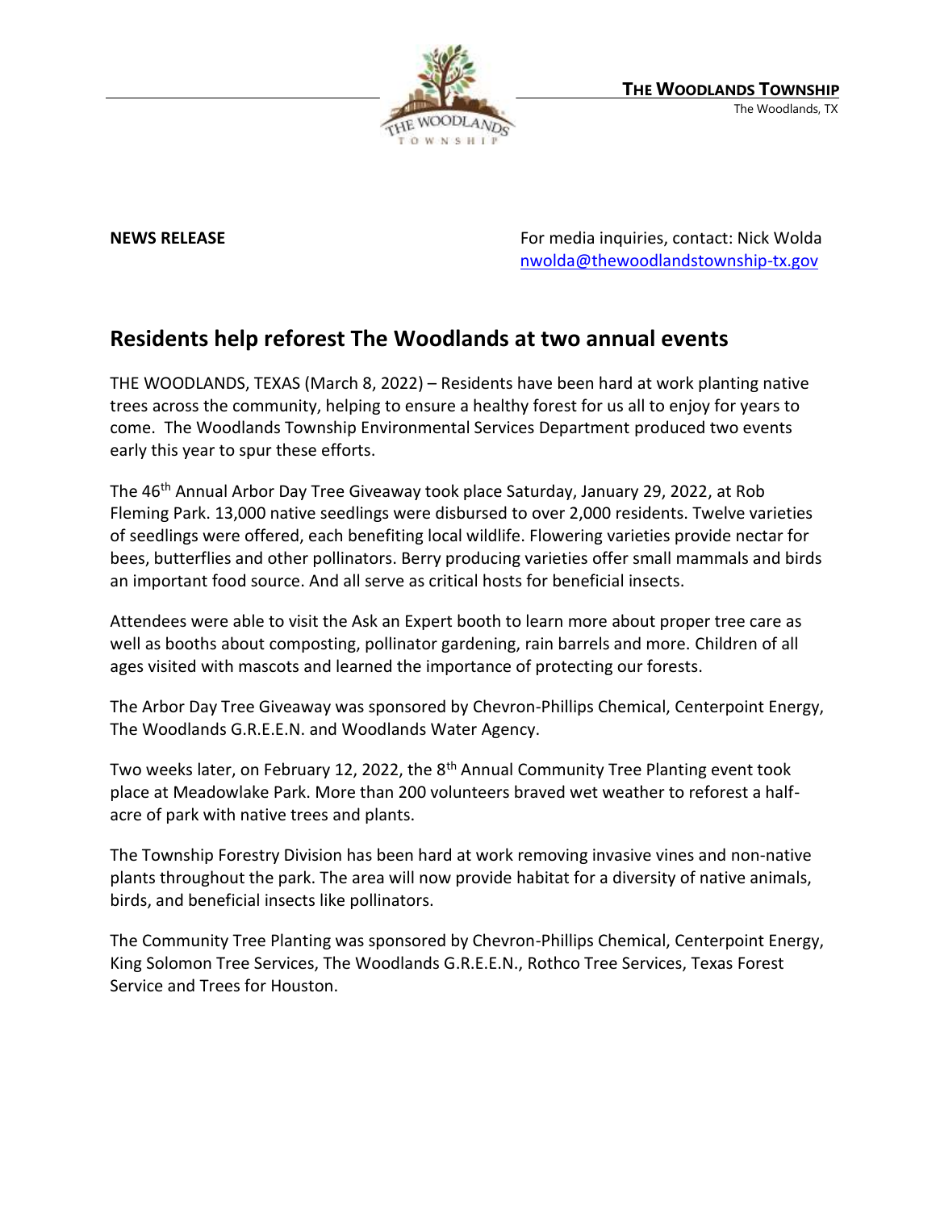**THE WOODLANDS TOWNSHIP**
The Woodlands, TX

**NEWS RELEASE**

For media inquiries, contact: Nick Wolda
nwolda@thewoodlandstownship-tx.gov

## Residents help reforest The Woodlands at two annual events

THE WOODLANDS, TEXAS (March 8, 2022) – Residents have been hard at work planting native trees across the community, helping to ensure a healthy forest for us all to enjoy for years to come. The Woodlands Township Environmental Services Department produced two events early this year to spur these efforts.

The 46th Annual Arbor Day Tree Giveaway took place Saturday, January 29, 2022, at Rob Fleming Park. 13,000 native seedlings were disbursed to over 2,000 residents. Twelve varieties of seedlings were offered, each benefiting local wildlife. Flowering varieties provide nectar for bees, butterflies and other pollinators. Berry producing varieties offer small mammals and birds an important food source. And all serve as critical hosts for beneficial insects.

Attendees were able to visit the Ask an Expert booth to learn more about proper tree care as well as booths about composting, pollinator gardening, rain barrels and more. Children of all ages visited with mascots and learned the importance of protecting our forests.

The Arbor Day Tree Giveaway was sponsored by Chevron-Phillips Chemical, Centerpoint Energy, The Woodlands G.R.E.E.N. and Woodlands Water Agency.

Two weeks later, on February 12, 2022, the 8th Annual Community Tree Planting event took place at Meadowlake Park. More than 200 volunteers braved wet weather to reforest a half-acre of park with native trees and plants.

The Township Forestry Division has been hard at work removing invasive vines and non-native plants throughout the park. The area will now provide habitat for a diversity of native animals, birds, and beneficial insects like pollinators.

The Community Tree Planting was sponsored by Chevron-Phillips Chemical, Centerpoint Energy, King Solomon Tree Services, The Woodlands G.R.E.E.N., Rothco Tree Services, Texas Forest Service and Trees for Houston.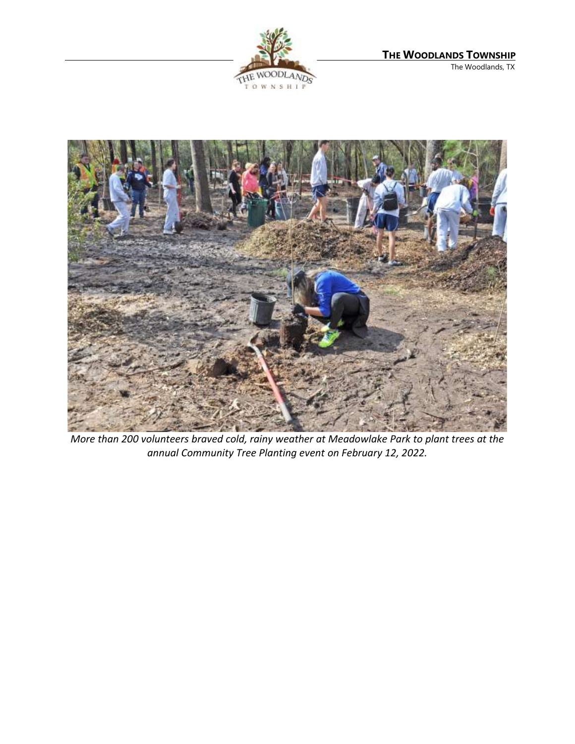*More than 200 volunteers braved cold, rainy weather at Meadowlake Park to plant trees at the annual Community Tree Planting event on February 12, 2022.*